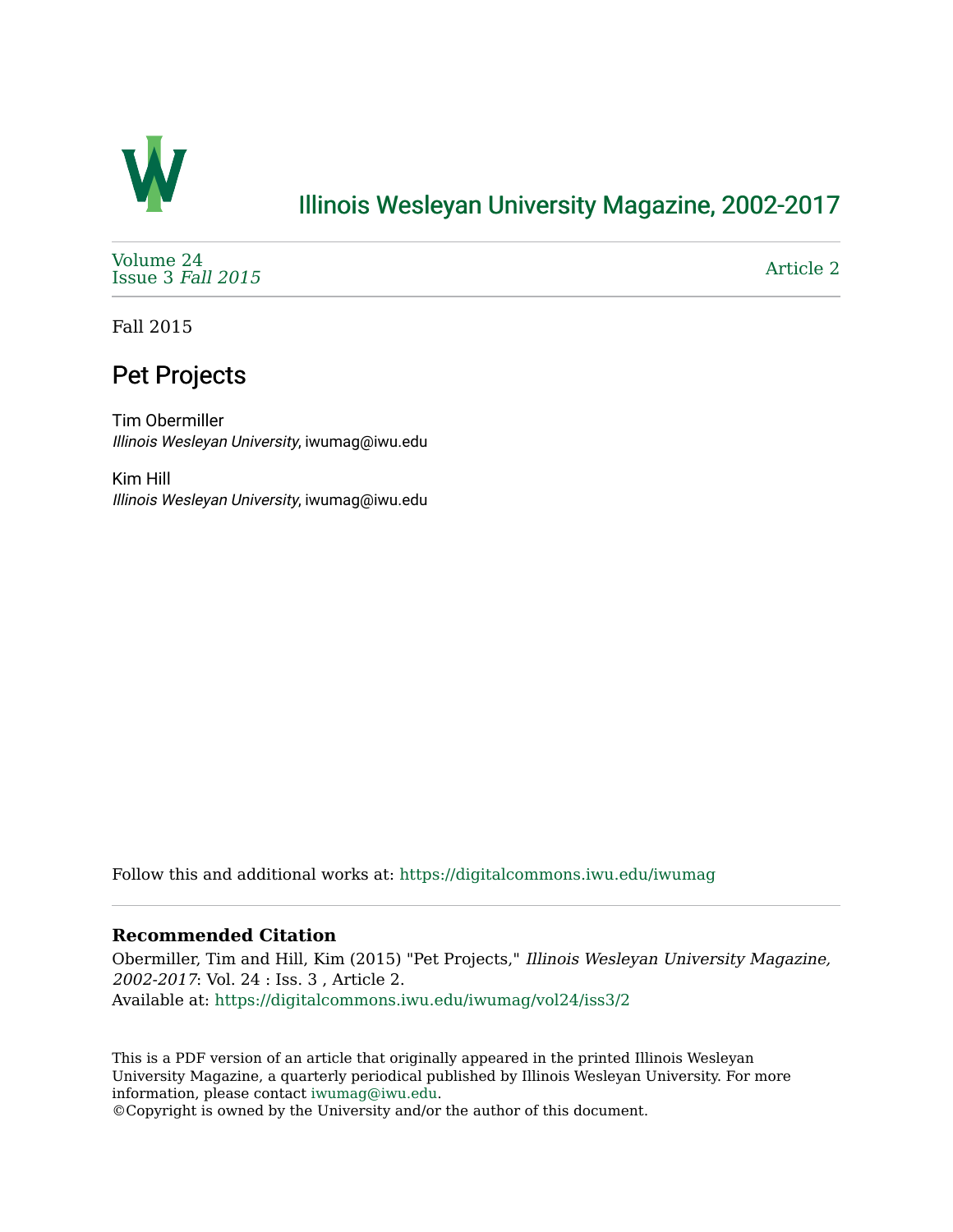Illinois Wesleyan University Magazine, 2002-2017

Volume 24
Issue 3 *Fall 2015*

Article 2

Fall 2015

# Pet Projects

Tim Obermiller
*Illinois Wesleyan University*, iwumag@iwu.edu

Kim Hill
*Illinois Wesleyan University*, iwumag@iwu.edu

Follow this and additional works at: https://digitalcommons.iwu.edu/iwumag

### Recommended Citation

Obermiller, Tim and Hill, Kim (2015) "Pet Projects," *Illinois Wesleyan University Magazine, 2002-2017*: Vol. 24 : Iss. 3 , Article 2.
Available at: https://digitalcommons.iwu.edu/iwumag/vol24/iss3/2

This is a PDF version of an article that originally appeared in the printed Illinois Wesleyan University Magazine, a quarterly periodical published by Illinois Wesleyan University. For more information, please contact iwumag@iwu.edu.
©Copyright is owned by the University and/or the author of this document.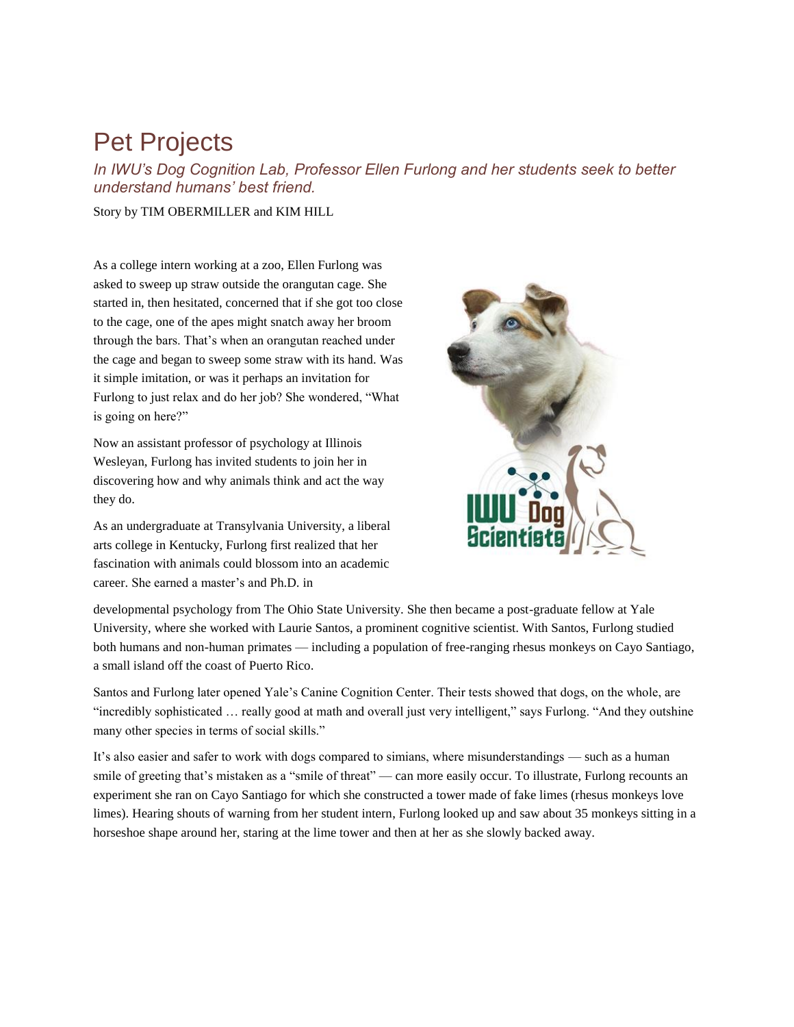# Pet Projects

*In IWU's Dog Cognition Lab, Professor Ellen Furlong and her students seek to better understand humans' best friend.*

Story by TIM OBERMILLER and KIM HILL

As a college intern working at a zoo, Ellen Furlong was asked to sweep up straw outside the orangutan cage. She started in, then hesitated, concerned that if she got too close to the cage, one of the apes might snatch away her broom through the bars. That's when an orangutan reached under the cage and began to sweep some straw with its hand. Was it simple imitation, or was it perhaps an invitation for Furlong to just relax and do her job? She wondered, "What is going on here?"

Now an assistant professor of psychology at Illinois Wesleyan, Furlong has invited students to join her in discovering how and why animals think and act the way they do.

As an undergraduate at Transylvania University, a liberal arts college in Kentucky, Furlong first realized that her fascination with animals could blossom into an academic career. She earned a master's and Ph.D. in developmental psychology from The Ohio State University. She then became a post-graduate fellow at Yale University, where she worked with Laurie Santos, a prominent cognitive scientist. With Santos, Furlong studied both humans and non-human primates — including a population of free-ranging rhesus monkeys on Cayo Santiago, a small island off the coast of Puerto Rico.

Santos and Furlong later opened Yale's Canine Cognition Center. Their tests showed that dogs, on the whole, are "incredibly sophisticated … really good at math and overall just very intelligent," says Furlong. "And they outshine many other species in terms of social skills."

It's also easier and safer to work with dogs compared to simians, where misunderstandings — such as a human smile of greeting that's mistaken as a "smile of threat" — can more easily occur. To illustrate, Furlong recounts an experiment she ran on Cayo Santiago for which she constructed a tower made of fake limes (rhesus monkeys love limes). Hearing shouts of warning from her student intern, Furlong looked up and saw about 35 monkeys sitting in a horseshoe shape around her, staring at the lime tower and then at her as she slowly backed away.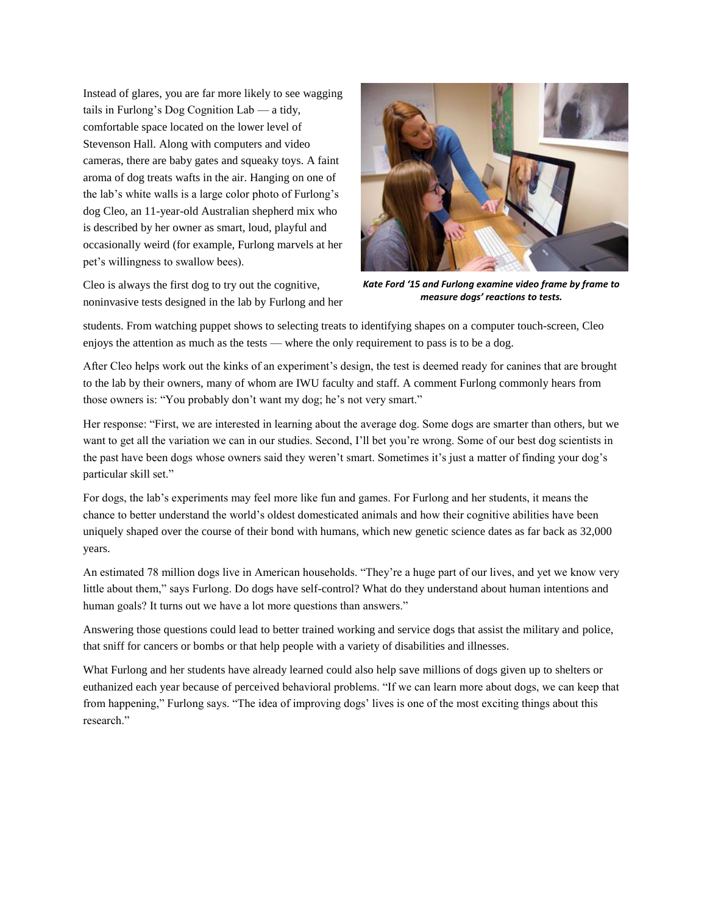Instead of glares, you are far more likely to see wagging tails in Furlong's Dog Cognition Lab — a tidy, comfortable space located on the lower level of Stevenson Hall. Along with computers and video cameras, there are baby gates and squeaky toys. A faint aroma of dog treats wafts in the air. Hanging on one of the lab's white walls is a large color photo of Furlong's dog Cleo, an 11-year-old Australian shepherd mix who is described by her owner as smart, loud, playful and occasionally weird (for example, Furlong marvels at her pet's willingness to swallow bees).

***Kate Ford '15 and Furlong examine video frame by frame to measure dogs' reactions to tests.***

Cleo is always the first dog to try out the cognitive, noninvasive tests designed in the lab by Furlong and her students. From watching puppet shows to selecting treats to identifying shapes on a computer touch-screen, Cleo enjoys the attention as much as the tests — where the only requirement to pass is to be a dog.

After Cleo helps work out the kinks of an experiment's design, the test is deemed ready for canines that are brought to the lab by their owners, many of whom are IWU faculty and staff. A comment Furlong commonly hears from those owners is: "You probably don't want my dog; he's not very smart."

Her response: "First, we are interested in learning about the average dog. Some dogs are smarter than others, but we want to get all the variation we can in our studies. Second, I'll bet you're wrong. Some of our best dog scientists in the past have been dogs whose owners said they weren't smart. Sometimes it's just a matter of finding your dog's particular skill set."

For dogs, the lab's experiments may feel more like fun and games. For Furlong and her students, it means the chance to better understand the world's oldest domesticated animals and how their cognitive abilities have been uniquely shaped over the course of their bond with humans, which new genetic science dates as far back as 32,000 years.

An estimated 78 million dogs live in American households. "They're a huge part of our lives, and yet we know very little about them," says Furlong. Do dogs have self-control? What do they understand about human intentions and human goals? It turns out we have a lot more questions than answers."

Answering those questions could lead to better trained working and service dogs that assist the military and police, that sniff for cancers or bombs or that help people with a variety of disabilities and illnesses.

What Furlong and her students have already learned could also help save millions of dogs given up to shelters or euthanized each year because of perceived behavioral problems. "If we can learn more about dogs, we can keep that from happening," Furlong says. "The idea of improving dogs' lives is one of the most exciting things about this research."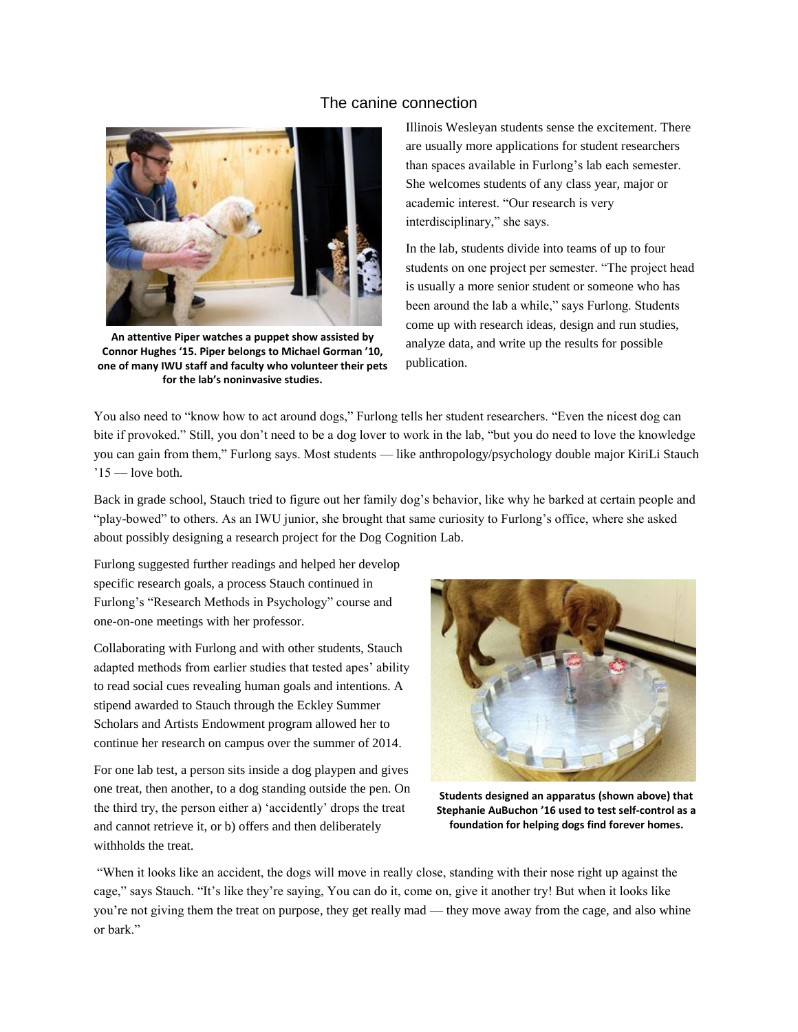# The canine connection

**An attentive Piper watches a puppet show assisted by Connor Hughes '15. Piper belongs to Michael Gorman '10, one of many IWU staff and faculty who volunteer their pets for the lab's noninvasive studies.**

Illinois Wesleyan students sense the excitement. There are usually more applications for student researchers than spaces available in Furlong's lab each semester. She welcomes students of any class year, major or academic interest. "Our research is very interdisciplinary," she says.

In the lab, students divide into teams of up to four students on one project per semester. "The project head is usually a more senior student or someone who has been around the lab a while," says Furlong. Students come up with research ideas, design and run studies, analyze data, and write up the results for possible publication.

You also need to "know how to act around dogs," Furlong tells her student researchers. "Even the nicest dog can bite if provoked." Still, you don't need to be a dog lover to work in the lab, "but you do need to love the knowledge you can gain from them," Furlong says. Most students — like anthropology/psychology double major KiriLi Stauch '15 — love both.

Back in grade school, Stauch tried to figure out her family dog's behavior, like why he barked at certain people and "play-bowed" to others. As an IWU junior, she brought that same curiosity to Furlong's office, where she asked about possibly designing a research project for the Dog Cognition Lab.

Furlong suggested further readings and helped her develop specific research goals, a process Stauch continued in Furlong's "Research Methods in Psychology" course and one-on-one meetings with her professor.

Collaborating with Furlong and with other students, Stauch adapted methods from earlier studies that tested apes' ability to read social cues revealing human goals and intentions. A stipend awarded to Stauch through the Eckley Summer Scholars and Artists Endowment program allowed her to continue her research on campus over the summer of 2014.

For one lab test, a person sits inside a dog playpen and gives one treat, then another, to a dog standing outside the pen. On the third try, the person either a) 'accidently' drops the treat and cannot retrieve it, or b) offers and then deliberately withholds the treat.

**Students designed an apparatus (shown above) that Stephanie AuBuchon '16 used to test self-control as a foundation for helping dogs find forever homes.**

"When it looks like an accident, the dogs will move in really close, standing with their nose right up against the cage," says Stauch. "It's like they're saying, You can do it, come on, give it another try! But when it looks like you're not giving them the treat on purpose, they get really mad — they move away from the cage, and also whine or bark."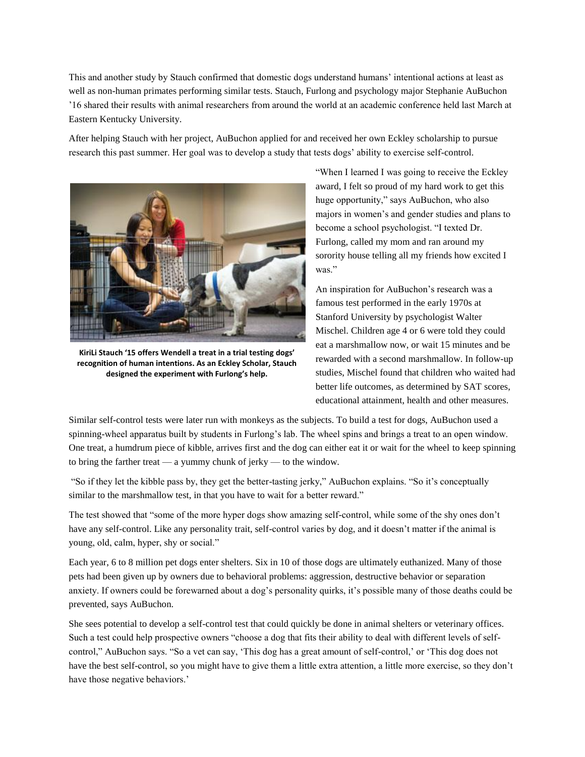This and another study by Stauch confirmed that domestic dogs understand humans' intentional actions at least as well as non-human primates performing similar tests. Stauch, Furlong and psychology major Stephanie AuBuchon '16 shared their results with animal researchers from around the world at an academic conference held last March at Eastern Kentucky University.

After helping Stauch with her project, AuBuchon applied for and received her own Eckley scholarship to pursue research this past summer. Her goal was to develop a study that tests dogs' ability to exercise self-control.

**KiriLi Stauch '15 offers Wendell a treat in a trial testing dogs' recognition of human intentions. As an Eckley Scholar, Stauch designed the experiment with Furlong's help.**

"When I learned I was going to receive the Eckley award, I felt so proud of my hard work to get this huge opportunity," says AuBuchon, who also majors in women's and gender studies and plans to become a school psychologist. "I texted Dr. Furlong, called my mom and ran around my sorority house telling all my friends how excited I was."

An inspiration for AuBuchon's research was a famous test performed in the early 1970s at Stanford University by psychologist Walter Mischel. Children age 4 or 6 were told they could eat a marshmallow now, or wait 15 minutes and be rewarded with a second marshmallow. In follow-up studies, Mischel found that children who waited had better life outcomes, as determined by SAT scores, educational attainment, health and other measures.

Similar self-control tests were later run with monkeys as the subjects. To build a test for dogs, AuBuchon used a spinning-wheel apparatus built by students in Furlong's lab. The wheel spins and brings a treat to an open window. One treat, a humdrum piece of kibble, arrives first and the dog can either eat it or wait for the wheel to keep spinning to bring the farther treat — a yummy chunk of jerky — to the window.

"So if they let the kibble pass by, they get the better-tasting jerky," AuBuchon explains. "So it's conceptually similar to the marshmallow test, in that you have to wait for a better reward."

The test showed that "some of the more hyper dogs show amazing self-control, while some of the shy ones don't have any self-control. Like any personality trait, self-control varies by dog, and it doesn't matter if the animal is young, old, calm, hyper, shy or social."

Each year, 6 to 8 million pet dogs enter shelters. Six in 10 of those dogs are ultimately euthanized. Many of those pets had been given up by owners due to behavioral problems: aggression, destructive behavior or separation anxiety. If owners could be forewarned about a dog's personality quirks, it's possible many of those deaths could be prevented, says AuBuchon.

She sees potential to develop a self-control test that could quickly be done in animal shelters or veterinary offices. Such a test could help prospective owners "choose a dog that fits their ability to deal with different levels of self-control," AuBuchon says. "So a vet can say, 'This dog has a great amount of self-control,' or 'This dog does not have the best self-control, so you might have to give them a little extra attention, a little more exercise, so they don't have those negative behaviors.'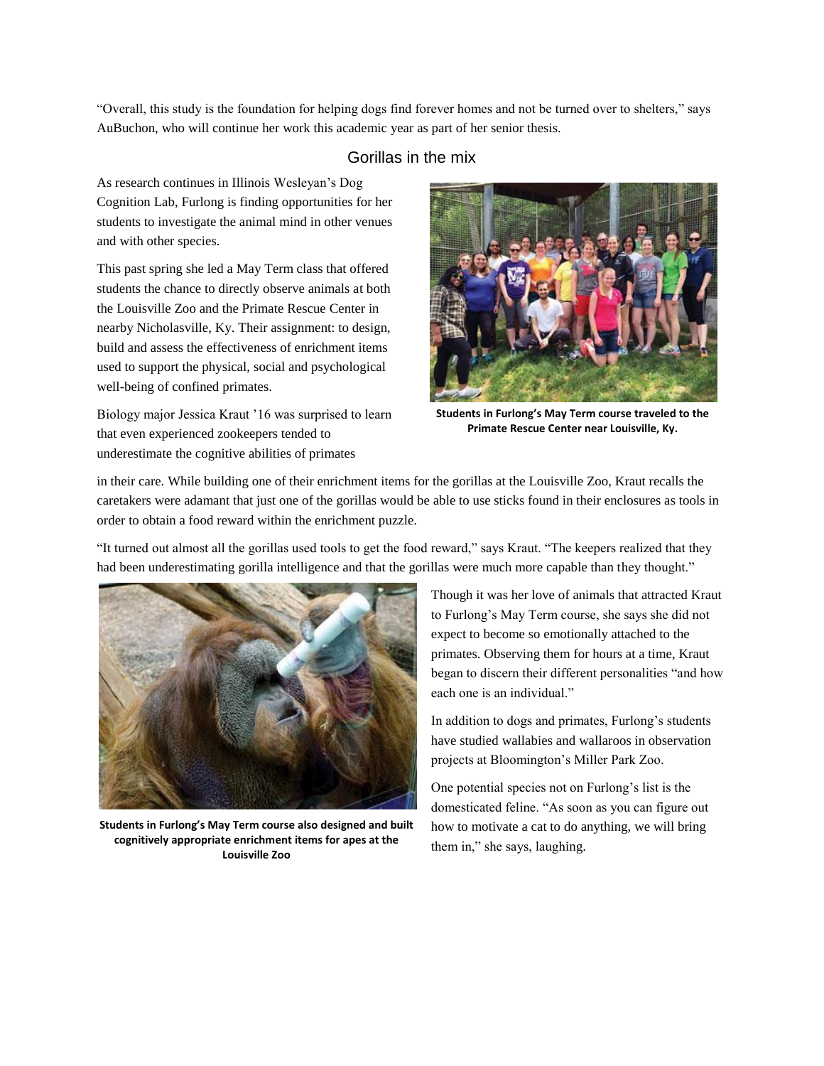"Overall, this study is the foundation for helping dogs find forever homes and not be turned over to shelters," says AuBuchon, who will continue her work this academic year as part of her senior thesis.

## Gorillas in the mix

As research continues in Illinois Wesleyan's Dog Cognition Lab, Furlong is finding opportunities for her students to investigate the animal mind in other venues and with other species.

This past spring she led a May Term class that offered students the chance to directly observe animals at both the Louisville Zoo and the Primate Rescue Center in nearby Nicholasville, Ky. Their assignment: to design, build and assess the effectiveness of enrichment items used to support the physical, social and psychological well-being of confined primates.

**Students in Furlong's May Term course traveled to the Primate Rescue Center near Louisville, Ky.**

Biology major Jessica Kraut '16 was surprised to learn that even experienced zookeepers tended to underestimate the cognitive abilities of primates in their care. While building one of their enrichment items for the gorillas at the Louisville Zoo, Kraut recalls the caretakers were adamant that just one of the gorillas would be able to use sticks found in their enclosures as tools in order to obtain a food reward within the enrichment puzzle.

"It turned out almost all the gorillas used tools to get the food reward," says Kraut. "The keepers realized that they had been underestimating gorilla intelligence and that the gorillas were much more capable than they thought."

**Students in Furlong's May Term course also designed and built cognitively appropriate enrichment items for apes at the Louisville Zoo**

Though it was her love of animals that attracted Kraut to Furlong's May Term course, she says she did not expect to become so emotionally attached to the primates. Observing them for hours at a time, Kraut began to discern their different personalities "and how each one is an individual."

In addition to dogs and primates, Furlong's students have studied wallabies and wallaroos in observation projects at Bloomington's Miller Park Zoo.

One potential species not on Furlong's list is the domesticated feline. "As soon as you can figure out how to motivate a cat to do anything, we will bring them in," she says, laughing.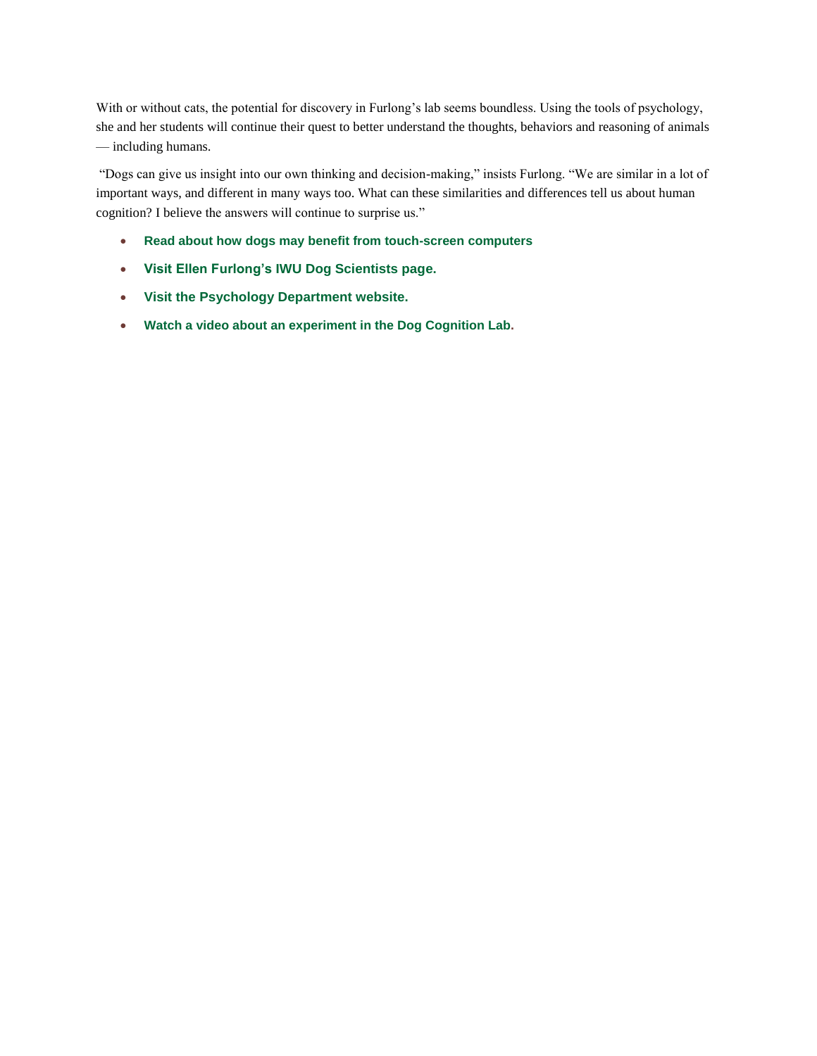With or without cats, the potential for discovery in Furlong's lab seems boundless. Using the tools of psychology, she and her students will continue their quest to better understand the thoughts, behaviors and reasoning of animals — including humans.

"Dogs can give us insight into our own thinking and decision-making," insists Furlong. "We are similar in a lot of important ways, and different in many ways too. What can these similarities and differences tell us about human cognition? I believe the answers will continue to surprise us."

- **Read about how dogs may benefit from touch-screen computers**
- **Visit Ellen Furlong's IWU Dog Scientists page.**
- **Visit the Psychology Department website.**
- **Watch a video about an experiment in the Dog Cognition Lab.**